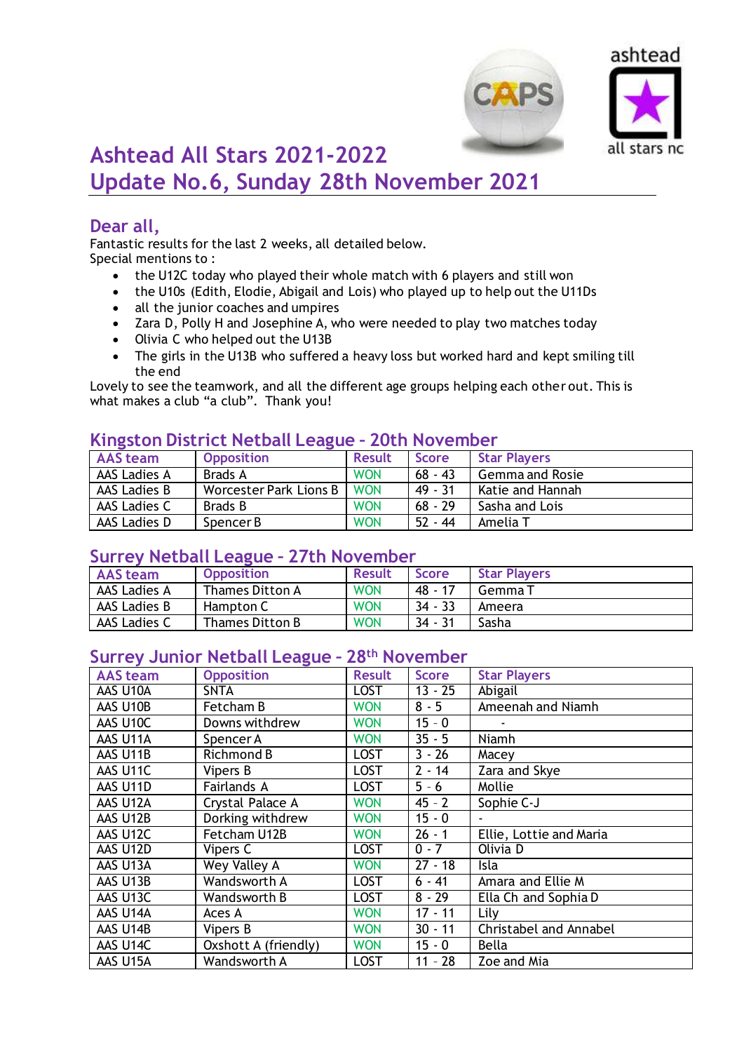# Ashtead All Stars 2021-2022
# Update No.6, Sunday 28th November 2021

## Dear all,

Fantastic results for the last 2 weeks, all detailed below.
Special mentions to :

- the U12C today who played their whole match with 6 players and still won
- the U10s (Edith, Elodie, Abigail and Lois) who played up to help out the U11Ds
- all the junior coaches and umpires
- Zara D, Polly H and Josephine A, who were needed to play two matches today
- Olivia C who helped out the U13B
- The girls in the U13B who suffered a heavy loss but worked hard and kept smiling till the end

Lovely to see the teamwork, and all the different age groups helping each other out. This is what makes a club “a club”. Thank you!

## Kingston District Netball League - 20th November

| AAS team | Opposition | Result | Score | Star Players |
|---|---|---|---|---|
| AAS Ladies A | Brads A | WON | 68 - 43 | Gemma and Rosie |
| AAS Ladies B | Worcester Park Lions B | WON | 49 - 31 | Katie and Hannah |
| AAS Ladies C | Brads B | WON | 68 - 29 | Sasha and Lois |
| AAS Ladies D | Spencer B | WON | 52 - 44 | Amelia T |

## Surrey Netball League - 27th November

| AAS team | Opposition | Result | Score | Star Players |
|---|---|---|---|---|
| AAS Ladies A | Thames Ditton A | WON | 48 - 17 | Gemma T |
| AAS Ladies B | Hampton C | WON | 34 - 33 | Ameera |
| AAS Ladies C | Thames Ditton B | WON | 34 - 31 | Sasha |

## Surrey Junior Netball League - 28th November

| AAS team | Opposition | Result | Score | Star Players |
|---|---|---|---|---|
| AAS U10A | SNTA | LOST | 13 - 25 | Abigail |
| AAS U10B | Fetcham B | WON | 8 - 5 | Ameenah and Niamh |
| AAS U10C | Downs withdrew | WON | 15 - 0 | - |
| AAS U11A | Spencer A | WON | 35 - 5 | Niamh |
| AAS U11B | Richmond B | LOST | 3 - 26 | Macey |
| AAS U11C | Vipers B | LOST | 2 - 14 | Zara and Skye |
| AAS U11D | Fairlands A | LOST | 5 - 6 | Mollie |
| AAS U12A | Crystal Palace A | WON | 45 - 2 | Sophie C-J |
| AAS U12B | Dorking withdrew | WON | 15 - 0 | - |
| AAS U12C | Fetcham U12B | WON | 26 - 1 | Ellie, Lottie and Maria |
| AAS U12D | Vipers C | LOST | 0 - 7 | Olivia D |
| AAS U13A | Wey Valley A | WON | 27 - 18 | Isla |
| AAS U13B | Wandsworth A | LOST | 6 - 41 | Amara and Ellie M |
| AAS U13C | Wandsworth B | LOST | 8 - 29 | Ella Ch and Sophia D |
| AAS U14A | Aces A | WON | 17 - 11 | Lily |
| AAS U14B | Vipers B | WON | 30 - 11 | Christabel and Annabel |
| AAS U14C | Oxshott A (friendly) | WON | 15 - 0 | Bella |
| AAS U15A | Wandsworth A | LOST | 11 - 28 | Zoe and Mia |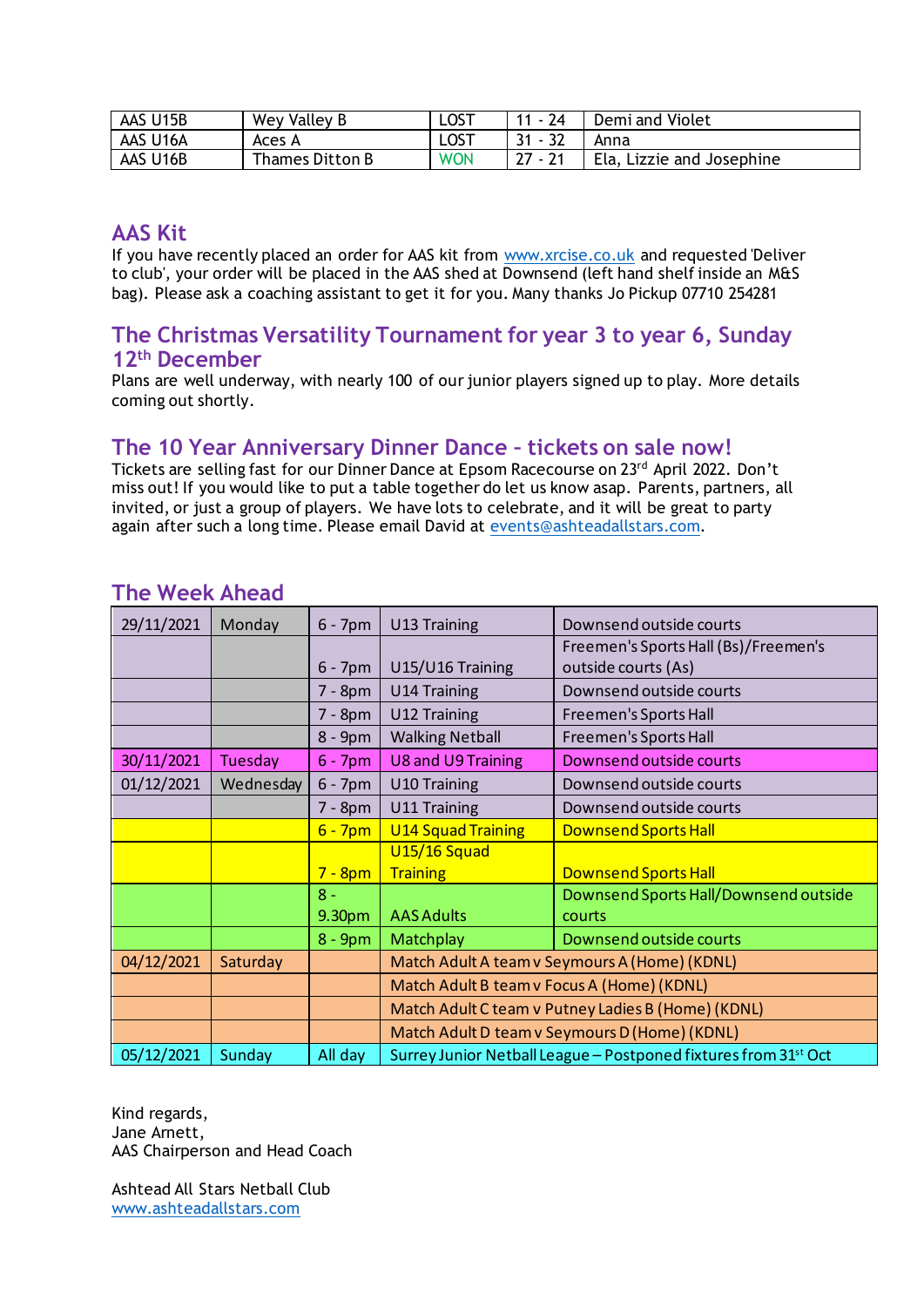| | | | | |
|---|---|---|---|---|
| AAS U15B | Wey Valley B | LOST | 11 - 24 | Demi and Violet |
| AAS U16A | Aces A | LOST | 31 - 32 | Anna |
| AAS U16B | Thames Ditton B | WON | 27 - 21 | Ela, Lizzie and Josephine |

## AAS Kit

If you have recently placed an order for AAS kit from www.xrcise.co.uk and requested 'Deliver to club', your order will be placed in the AAS shed at Downsend (left hand shelf inside an M&S bag). Please ask a coaching assistant to get it for you. Many thanks Jo Pickup 07710 254281

## The Christmas Versatility Tournament for year 3 to year 6, Sunday 12th December

Plans are well underway, with nearly 100 of our junior players signed up to play. More details coming out shortly.

## The 10 Year Anniversary Dinner Dance – tickets on sale now!

Tickets are selling fast for our Dinner Dance at Epsom Racecourse on 23rd April 2022. Don't miss out! If you would like to put a table together do let us know asap. Parents, partners, all invited, or just a group of players. We have lots to celebrate, and it will be great to party again after such a long time. Please email David at events@ashteadallstars.com.

## The Week Ahead

| | | | | |
|---|---|---|---|---|
| 29/11/2021 | Monday | 6 - 7pm | U13 Training | Downsend outside courts |
| | | 6 - 7pm | U15/U16 Training | Freemen's Sports Hall (Bs)/Freemen's outside courts (As) |
| | | 7 - 8pm | U14 Training | Downsend outside courts |
| | | 7 - 8pm | U12 Training | Freemen's Sports Hall |
| | | 8 - 9pm | Walking Netball | Freemen's Sports Hall |
| 30/11/2021 | Tuesday | 6 - 7pm | U8 and U9 Training | Downsend outside courts |
| 01/12/2021 | Wednesday | 6 - 7pm | U10 Training | Downsend outside courts |
| | | 7 - 8pm | U11 Training | Downsend outside courts |
| | | 6 - 7pm | U14 Squad Training | Downsend Sports Hall |
| | | 7 - 8pm | U15/16 Squad Training | Downsend Sports Hall |
| | | 8 - 9.30pm | AAS Adults | Downsend Sports Hall/Downsend outside courts |
| | | 8 - 9pm | Matchplay | Downsend outside courts |
| 04/12/2021 | Saturday | | Match Adult A team v Seymours A (Home) (KDNL) | |
| | | | Match Adult B team v Focus A (Home) (KDNL) | |
| | | | Match Adult C team v Putney Ladies B (Home) (KDNL) | |
| | | | Match Adult D team v Seymours D (Home) (KDNL) | |
| 05/12/2021 | Sunday | All day | Surrey Junior Netball League – Postponed fixtures from 31st Oct | |

Kind regards,
Jane Arnett,
AAS Chairperson and Head Coach

Ashtead All Stars Netball Club
www.ashteadallstars.com